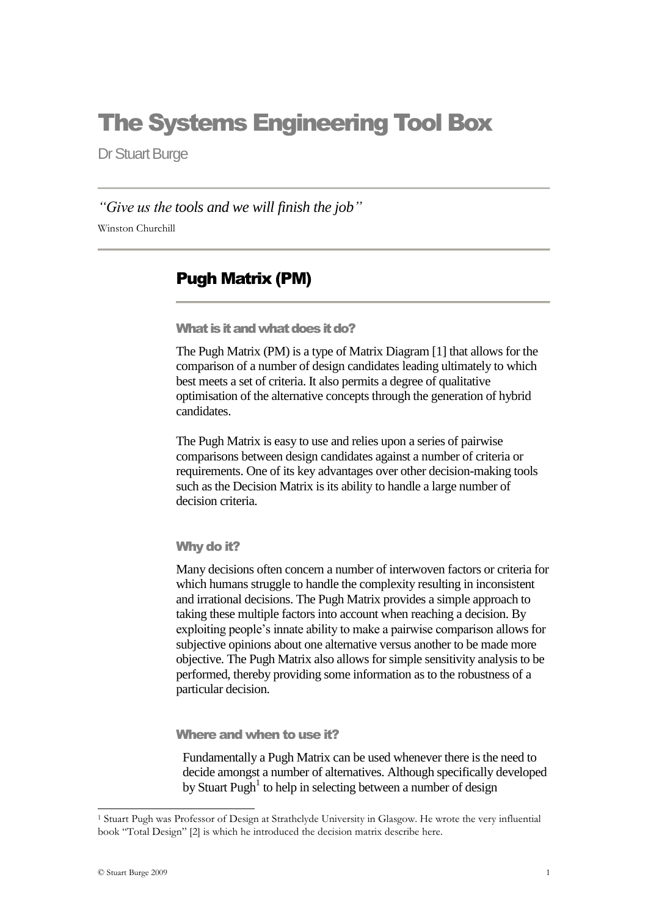# The Systems Engineering Tool Box

Dr Stuart Burge

*"Give us the tools and we will finish the job"*

Winston Churchill

## Pugh Matrix (PM)

### What is it and what does it do?

The Pugh Matrix (PM) is a type of Matrix Diagram [1] that allows for the comparison of a number of design candidates leading ultimately to which best meets a set of criteria. It also permits a degree of qualitative optimisation of the alternative concepts through the generation of hybrid candidates.

The Pugh Matrix is easy to use and relies upon a series of pairwise comparisons between design candidates against a number of criteria or requirements. One of its key advantages over other decision-making tools such as the Decision Matrix is its ability to handle a large number of decision criteria.

### Why do it?

Many decisions often concern a number of interwoven factors or criteria for which humans struggle to handle the complexity resulting in inconsistent and irrational decisions. The Pugh Matrix provides a simple approach to taking these multiple factors into account when reaching a decision. By exploiting people's innate ability to make a pairwise comparison allows for subjective opinions about one alternative versus another to be made more objective. The Pugh Matrix also allows for simple sensitivity analysis to be performed, thereby providing some information as to the robustness of a particular decision.

### Where and when to use it?

Fundamentally a Pugh Matrix can be used whenever there is the need to decide amongst a number of alternatives. Although specifically developed by Stuart Pugh[1] to help in selecting between a number of design

[1] Stuart Pugh was Professor of Design at Strathclyde University in Glasgow. He wrote the very influential book "Total Design" [2] is which he introduced the decision matrix describe here.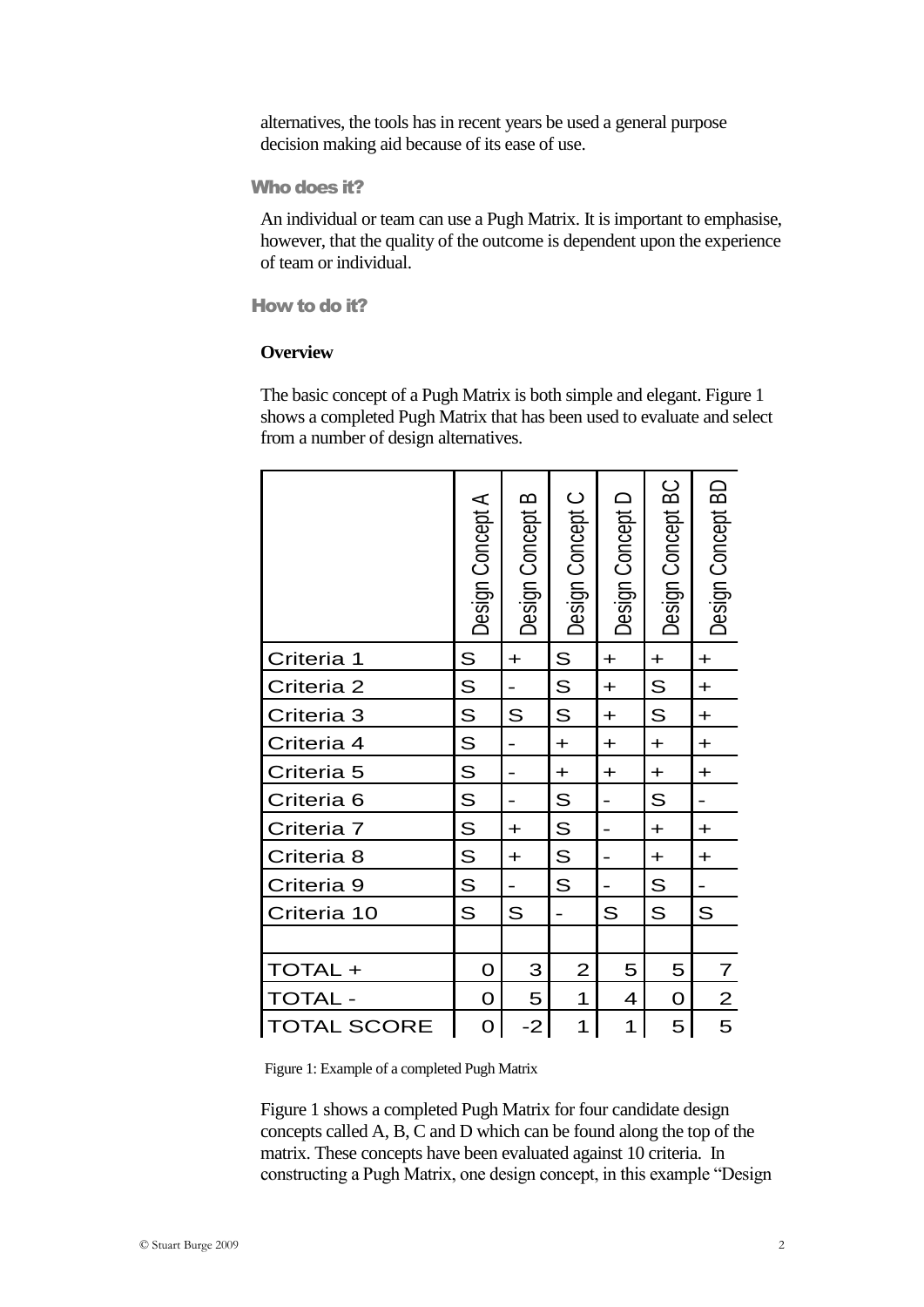alternatives, the tools has in recent years be used a general purpose decision making aid because of its ease of use.

## Who does it?

An individual or team can use a Pugh Matrix. It is important to emphasise, however, that the quality of the outcome is dependent upon the experience of team or individual.

## How to do it?

**Overview**

The basic concept of a Pugh Matrix is both simple and elegant. Figure 1 shows a completed Pugh Matrix that has been used to evaluate and select from a number of design alternatives.

| | Design Concept A | Design Concept B | Design Concept C | Design Concept D | Design Concept BC | Design Concept BD |
|---|---|---|---|---|---|---|
| Criteria 1 | S | + | S | + | + | + |
| Criteria 2 | S | - | S | + | S | + |
| Criteria 3 | S | S | S | + | S | + |
| Criteria 4 | S | - | + | + | + | + |
| Criteria 5 | S | - | + | + | + | + |
| Criteria 6 | S | - | S | - | S | - |
| Criteria 7 | S | + | S | - | + | + |
| Criteria 8 | S | + | S | - | + | + |
| Criteria 9 | S | - | S | - | S | - |
| Criteria 10 | S | S | - | S | S | S |
| | | | | | | |
| TOTAL + | 0 | 3 | 2 | 5 | 5 | 7 |
| TOTAL - | 0 | 5 | 1 | 4 | 0 | 2 |
| TOTAL SCORE | 0 | -2 | 1 | 1 | 5 | 5 |

Figure 1: Example of a completed Pugh Matrix

Figure 1 shows a completed Pugh Matrix for four candidate design concepts called A, B, C and D which can be found along the top of the matrix. These concepts have been evaluated against 10 criteria. In constructing a Pugh Matrix, one design concept, in this example "Design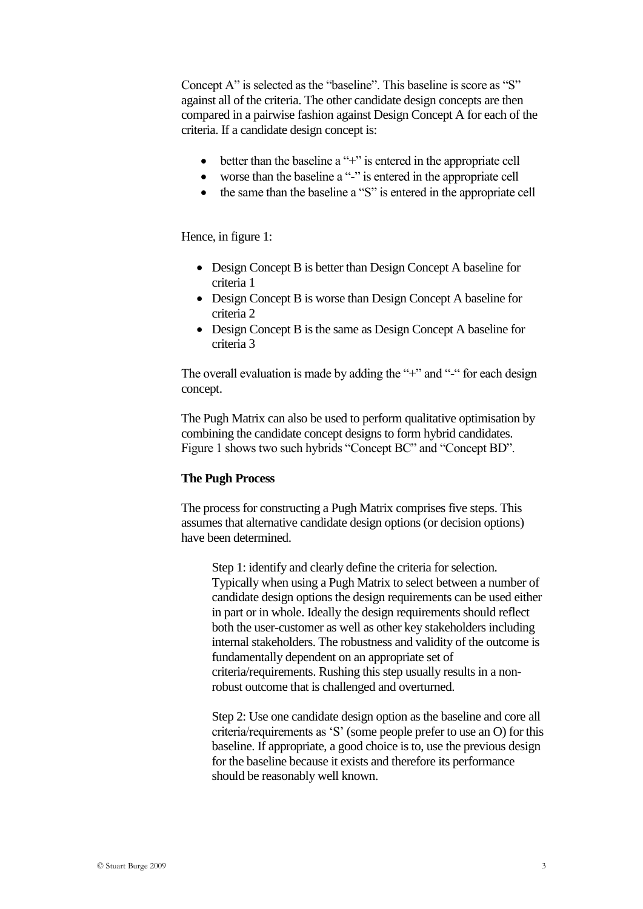Concept A" is selected as the "baseline". This baseline is score as "S" against all of the criteria. The other candidate design concepts are then compared in a pairwise fashion against Design Concept A for each of the criteria. If a candidate design concept is:

- better than the baseline a "+" is entered in the appropriate cell
- worse than the baseline a "-" is entered in the appropriate cell
- the same than the baseline a "S" is entered in the appropriate cell

Hence, in figure 1:

- Design Concept B is better than Design Concept A baseline for criteria 1
- Design Concept B is worse than Design Concept A baseline for criteria 2
- Design Concept B is the same as Design Concept A baseline for criteria 3

The overall evaluation is made by adding the "+" and "-" for each design concept.

The Pugh Matrix can also be used to perform qualitative optimisation by combining the candidate concept designs to form hybrid candidates. Figure 1 shows two such hybrids "Concept BC" and "Concept BD".

**The Pugh Process**

The process for constructing a Pugh Matrix comprises five steps. This assumes that alternative candidate design options (or decision options) have been determined.

Step 1: identify and clearly define the criteria for selection. Typically when using a Pugh Matrix to select between a number of candidate design options the design requirements can be used either in part or in whole. Ideally the design requirements should reflect both the user-customer as well as other key stakeholders including internal stakeholders. The robustness and validity of the outcome is fundamentally dependent on an appropriate set of criteria/requirements. Rushing this step usually results in a non-robust outcome that is challenged and overturned.

Step 2: Use one candidate design option as the baseline and core all criteria/requirements as 'S' (some people prefer to use an O) for this baseline. If appropriate, a good choice is to, use the previous design for the baseline because it exists and therefore its performance should be reasonably well known.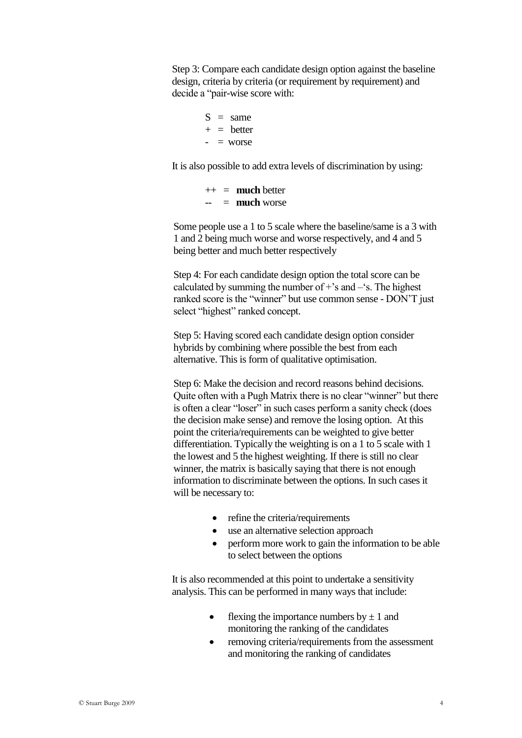Step 3: Compare each candidate design option against the baseline design, criteria by criteria (or requirement by requirement) and decide a "pair-wise score with:

S = same
+ = better
- = worse

It is also possible to add extra levels of discrimination by using:

++ = **much** better
-- = **much** worse

Some people use a 1 to 5 scale where the baseline/same is a 3 with 1 and 2 being much worse and worse respectively, and 4 and 5 being better and much better respectively

Step 4: For each candidate design option the total score can be calculated by summing the number of +'s and –'s. The highest ranked score is the "winner" but use common sense - DON'T just select "highest" ranked concept.

Step 5: Having scored each candidate design option consider hybrids by combining where possible the best from each alternative. This is form of qualitative optimisation.

Step 6: Make the decision and record reasons behind decisions. Quite often with a Pugh Matrix there is no clear "winner" but there is often a clear "loser" in such cases perform a sanity check (does the decision make sense) and remove the losing option. At this point the criteria/requirements can be weighted to give better differentiation. Typically the weighting is on a 1 to 5 scale with 1 the lowest and 5 the highest weighting. If there is still no clear winner, the matrix is basically saying that there is not enough information to discriminate between the options. In such cases it will be necessary to:

- refine the criteria/requirements
- use an alternative selection approach
- perform more work to gain the information to be able to select between the options

It is also recommended at this point to undertake a sensitivity analysis. This can be performed in many ways that include:

- flexing the importance numbers by $\pm$ 1 and monitoring the ranking of the candidates
- removing criteria/requirements from the assessment and monitoring the ranking of candidates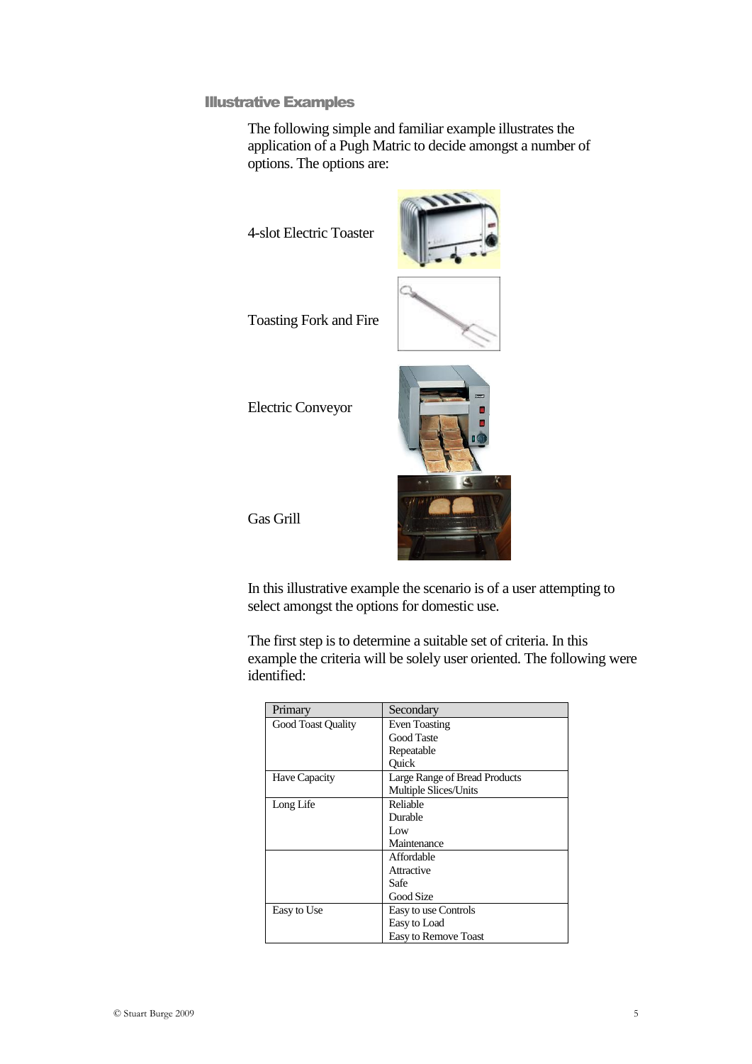## Illustrative Examples

The following simple and familiar example illustrates the application of a Pugh Matric to decide amongst a number of options. The options are:

4-slot Electric Toaster

Toasting Fork and Fire

Electric Conveyor

Gas Grill

In this illustrative example the scenario is of a user attempting to select amongst the options for domestic use.

The first step is to determine a suitable set of criteria. In this example the criteria will be solely user oriented. The following were identified:

| Primary | Secondary |
|---|---|
| Good Toast Quality | Even Toasting<br>Good Taste<br>Repeatable<br>Quick |
| Have Capacity | Large Range of Bread Products<br>Multiple Slices/Units |
| Long Life | Reliable<br>Durable<br>Low<br>Maintenance |
| | Affordable<br>Attractive<br>Safe<br>Good Size |
| Easy to Use | Easy to use Controls<br>Easy to Load<br>Easy to Remove Toast |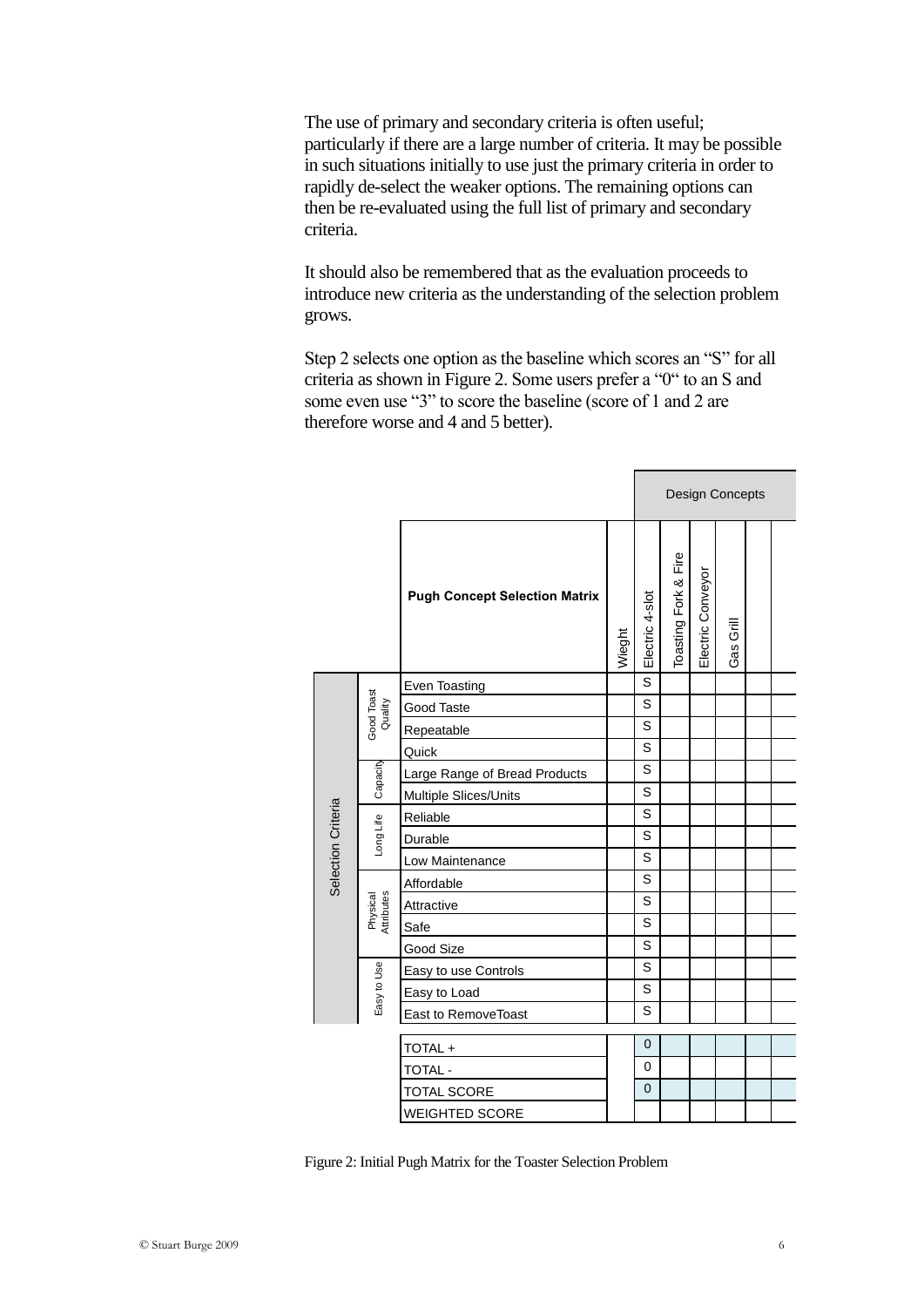The use of primary and secondary criteria is often useful; particularly if there are a large number of criteria. It may be possible in such situations initially to use just the primary criteria in order to rapidly de-select the weaker options. The remaining options can then be re-evaluated using the full list of primary and secondary criteria.

It should also be remembered that as the evaluation proceeds to introduce new criteria as the understanding of the selection problem grows.

Step 2 selects one option as the baseline which scores an "S" for all criteria as shown in Figure 2. Some users prefer a "0" to an S and some even use "3" to score the baseline (score of 1 and 2 are therefore worse and 4 and 5 better).

| | | | | Design Concepts | | | | | |
|---|---|---|---|---|---|---|---|---|---|
| | | **Pugh Concept Selection Matrix** | Wieght | Electric 4-slot | Toasting Fork & Fire | Electric Conveyor | Gas Grill | | |
| Selection Criteria | Good Toast Quality | Even Toasting | | S | | | | | |
| | | Good Taste | | S | | | | | |
| | | Repeatable | | S | | | | | |
| | | Quick | | S | | | | | |
| | Capacity | Large Range of Bread Products | | S | | | | | |
| | | Multiple Slices/Units | | S | | | | | |
| | Long Life | Reliable | | S | | | | | |
| | | Durable | | S | | | | | |
| | | Low Maintenance | | S | | | | | |
| | Physical Attributes | Affordable | | S | | | | | |
| | | Attractive | | S | | | | | |
| | | Safe | | S | | | | | |
| | | Good Size | | S | | | | | |
| | Easy to Use | Easy to use Controls | | S | | | | | |
| | | Easy to Load | | S | | | | | |
| | | East to RemoveToast | | S | | | | | |
| | | TOTAL + | | 0 | | | | | |
| | | TOTAL - | | 0 | | | | | |
| | | TOTAL SCORE | | 0 | | | | | |
| | | WEIGHTED SCORE | | | | | | | |

Figure 2: Initial Pugh Matrix for the Toaster Selection Problem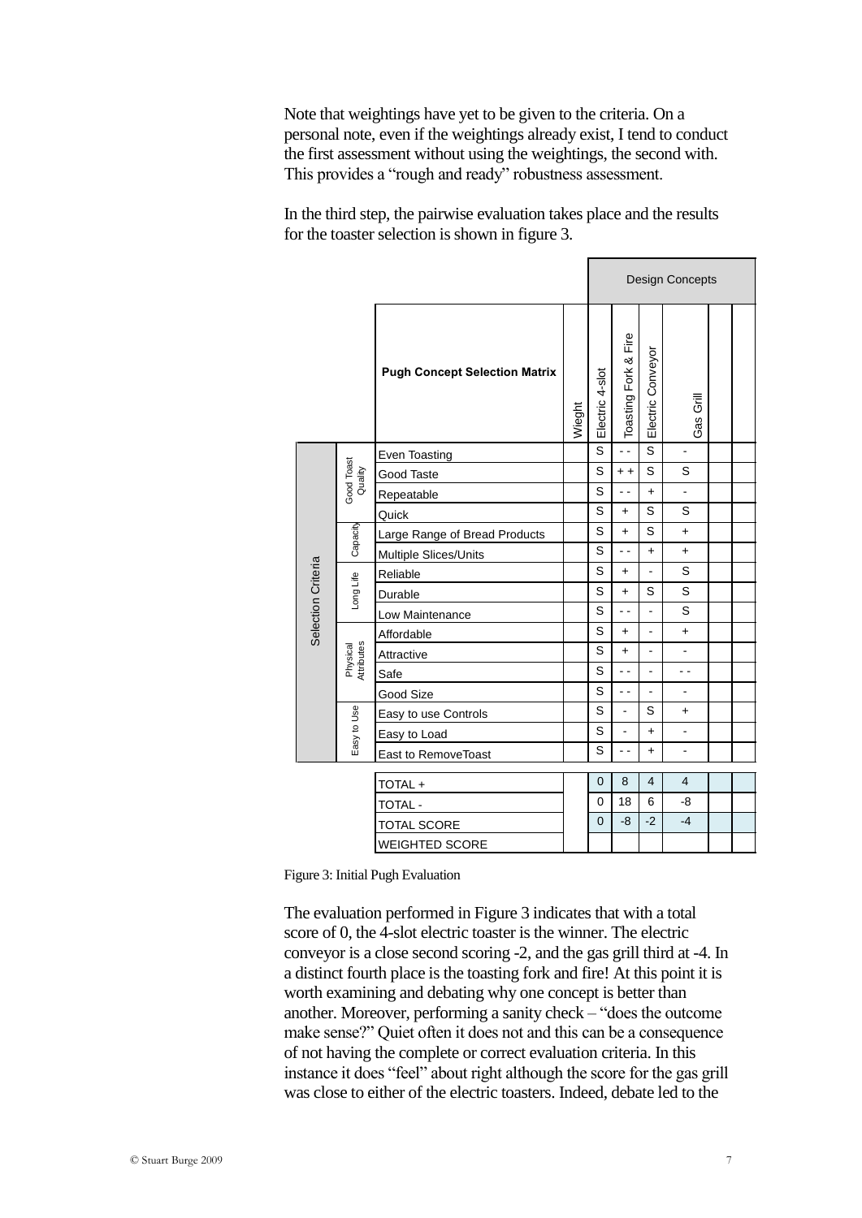Note that weightings have yet to be given to the criteria. On a personal note, even if the weightings already exist, I tend to conduct the first assessment without using the weightings, the second with. This provides a "rough and ready" robustness assessment.

In the third step, the pairwise evaluation takes place and the results for the toaster selection is shown in figure 3.

| | | Pugh Concept Selection Matrix | Wieght | Design Concepts: Electric 4-slot | Toasting Fork & Fire | Electric Conveyor | Gas Grill | | |
|---|---|---|---|---|---|---|---|---|---|
| Selection Criteria | Good Toast Quality | Even Toasting | | S | - - | S | - | | |
| | | Good Taste | | S | + + | S | S | | |
| | | Repeatable | | S | - - | + | - | | |
| | | Quick | | S | + | S | S | | |
| | Capacity | Large Range of Bread Products | | S | + | S | + | | |
| | | Multiple Slices/Units | | S | - - | + | + | | |
| | Long Life | Reliable | | S | + | - | S | | |
| | | Durable | | S | + | S | S | | |
| | | Low Maintenance | | S | - - | - | S | | |
| | Physical Attributes | Affordable | | S | + | - | + | | |
| | | Attractive | | S | + | - | - | | |
| | | Safe | | S | - - | - | - - | | |
| | | Good Size | | S | - - | - | - | | |
| | Easy to Use | Easy to use Controls | | S | - | S | + | | |
| | | Easy to Load | | S | - | + | - | | |
| | | East to RemoveToast | | S | - - | + | - | | |
| | | TOTAL + | | 0 | 8 | 4 | 4 | | |
| | | TOTAL - | | 0 | 18 | 6 | -8 | | |
| | | TOTAL SCORE | | 0 | -8 | -2 | -4 | | |
| | | WEIGHTED SCORE | | | | | | | |

Figure 3: Initial Pugh Evaluation

The evaluation performed in Figure 3 indicates that with a total score of 0, the 4-slot electric toaster is the winner. The electric conveyor is a close second scoring -2, and the gas grill third at -4. In a distinct fourth place is the toasting fork and fire! At this point it is worth examining and debating why one concept is better than another. Moreover, performing a sanity check – "does the outcome make sense?" Quiet often it does not and this can be a consequence of not having the complete or correct evaluation criteria. In this instance it does "feel" about right although the score for the gas grill was close to either of the electric toasters. Indeed, debate led to the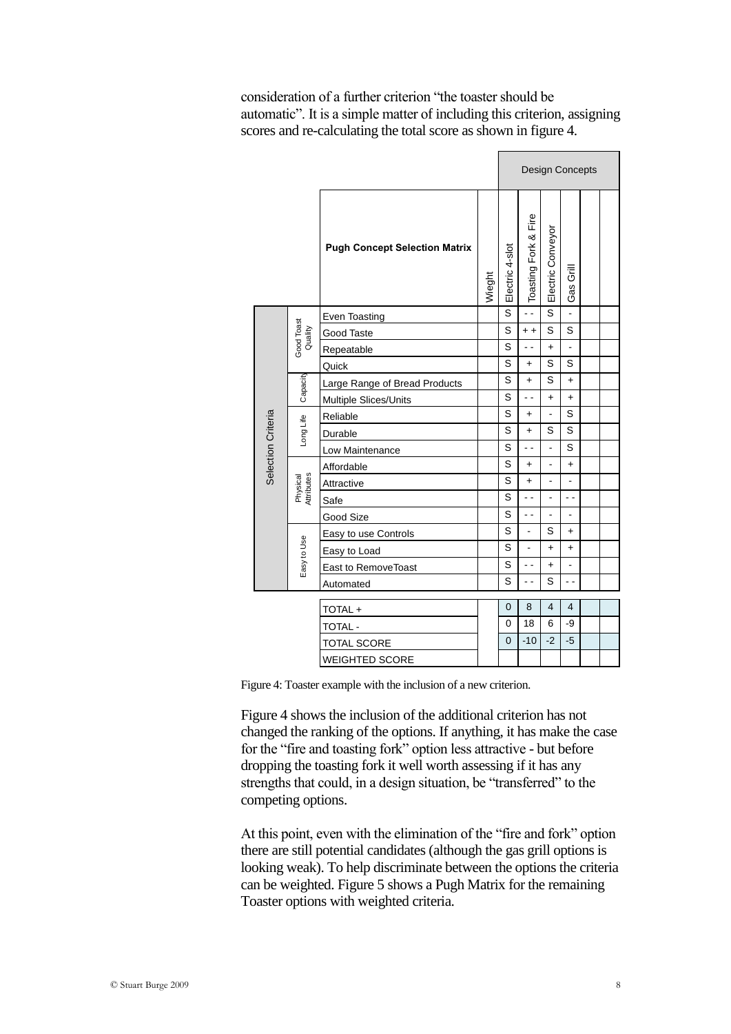consideration of a further criterion "the toaster should be automatic". It is a simple matter of including this criterion, assigning scores and re-calculating the total score as shown in figure 4.

| | | Pugh Concept Selection Matrix | Wieght | Electric 4-slot | Toasting Fork & Fire | Electric Conveyor | Gas Grill | | |
|---|---|---|---|---|---|---|---|---|---|
| | | | | Design Concepts | | | | | |
| Selection Criteria | Good Toast Quality | Even Toasting | | S | - - | S | - | | |
| | | Good Taste | | S | + + | S | S | | |
| | | Repeatable | | S | - - | + | - | | |
| | | Quick | | S | + | S | S | | |
| | Capacity | Large Range of Bread Products | | S | + | S | + | | |
| | | Multiple Slices/Units | | S | - - | + | + | | |
| | Long Life | Reliable | | S | + | - | S | | |
| | | Durable | | S | + | S | S | | |
| | | Low Maintenance | | S | - - | - | S | | |
| | Physical Attributes | Affordable | | S | + | - | + | | |
| | | Attractive | | S | + | - | - | | |
| | | Safe | | S | - - | - | - - | | |
| | | Good Size | | S | - - | - | - | | |
| | Easy to Use | Easy to use Controls | | S | - | S | + | | |
| | | Easy to Load | | S | - | + | + | | |
| | | East to RemoveToast | | S | - - | + | - | | |
| | | Automated | | S | - - | S | - - | | |
| | | TOTAL + | | 0 | 8 | 4 | 4 | | |
| | | TOTAL - | | 0 | 18 | 6 | -9 | | |
| | | TOTAL SCORE | | 0 | -10 | -2 | -5 | | |
| | | WEIGHTED SCORE | | | | | | | |

Figure 4: Toaster example with the inclusion of a new criterion.

Figure 4 shows the inclusion of the additional criterion has not changed the ranking of the options. If anything, it has make the case for the "fire and toasting fork" option less attractive - but before dropping the toasting fork it well worth assessing if it has any strengths that could, in a design situation, be "transferred" to the competing options.

At this point, even with the elimination of the "fire and fork" option there are still potential candidates (although the gas grill options is looking weak). To help discriminate between the options the criteria can be weighted. Figure 5 shows a Pugh Matrix for the remaining Toaster options with weighted criteria.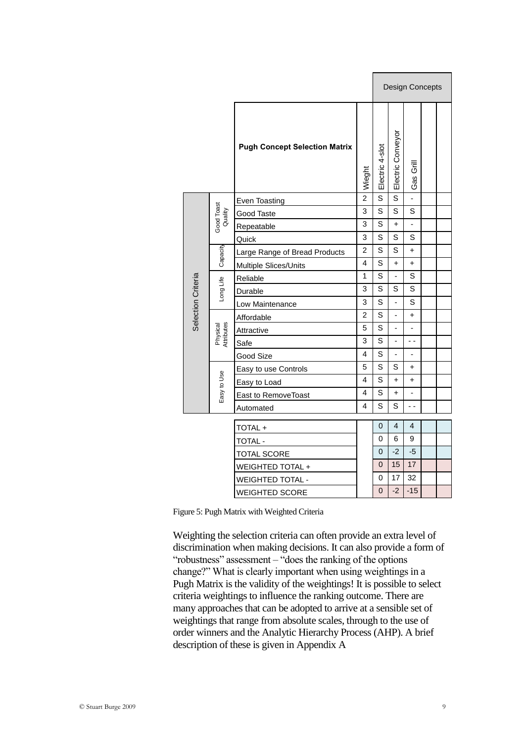| | | Pugh Concept Selection Matrix | Wieght | Electric 4-slot | Electric Conveyor | Gas Grill | | |
|---|---|---|---|---|---|---|---|---|
| Selection Criteria | Good Toast Quality | Even Toasting | 2 | S | S | - | | |
| | | Good Taste | 3 | S | S | S | | |
| | | Repeatable | 3 | S | + | - | | |
| | | Quick | 3 | S | S | S | | |
| | Capacity | Large Range of Bread Products | 2 | S | S | + | | |
| | | Multiple Slices/Units | 4 | S | + | + | | |
| | Long Life | Reliable | 1 | S | - | S | | |
| | | Durable | 3 | S | S | S | | |
| | | Low Maintenance | 3 | S | - | S | | |
| | Physical Attributes | Affordable | 2 | S | - | + | | |
| | | Attractive | 5 | S | - | - | | |
| | | Safe | 3 | S | - | - - | | |
| | | Good Size | 4 | S | - | - | | |
| | Easy to Use | Easy to use Controls | 5 | S | S | + | | |
| | | Easy to Load | 4 | S | + | + | | |
| | | East to RemoveToast | 4 | S | + | - | | |
| | | Automated | 4 | S | S | - - | | |
| | | TOTAL + | | 0 | 4 | 4 | | |
| | | TOTAL - | | 0 | 6 | 9 | | |
| | | TOTAL SCORE | | 0 | -2 | -5 | | |
| | | WEIGHTED TOTAL + | | 0 | 15 | 17 | | |
| | | WEIGHTED TOTAL - | | 0 | 17 | 32 | | |
| | | WEIGHTED SCORE | | 0 | -2 | -15 | | |

Design Concepts: Electric 4-slot, Electric Conveyor, Gas Grill

Figure 5: Pugh Matrix with Weighted Criteria

Weighting the selection criteria can often provide an extra level of discrimination when making decisions. It can also provide a form of "robustness" assessment – "does the ranking of the options change?" What is clearly important when using weightings in a Pugh Matrix is the validity of the weightings! It is possible to select criteria weightings to influence the ranking outcome. There are many approaches that can be adopted to arrive at a sensible set of weightings that range from absolute scales, through to the use of order winners and the Analytic Hierarchy Process (AHP). A brief description of these is given in Appendix A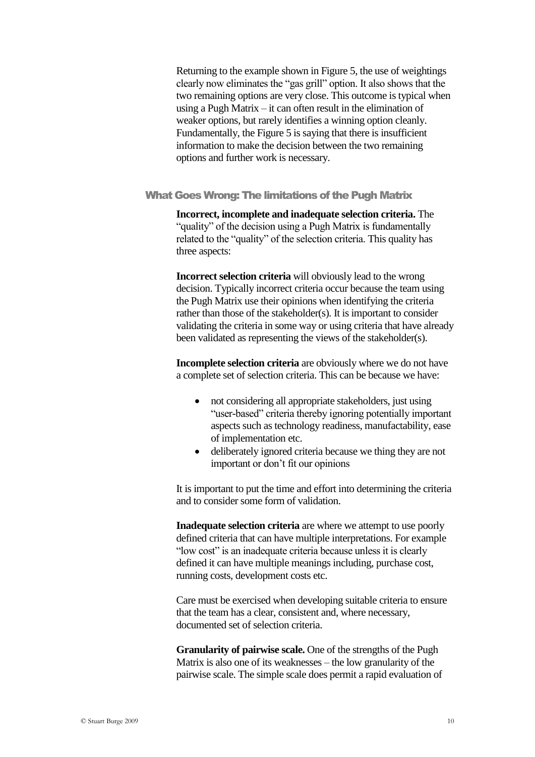Returning to the example shown in Figure 5, the use of weightings clearly now eliminates the "gas grill" option. It also shows that the two remaining options are very close. This outcome is typical when using a Pugh Matrix – it can often result in the elimination of weaker options, but rarely identifies a winning option cleanly. Fundamentally, the Figure 5 is saying that there is insufficient information to make the decision between the two remaining options and further work is necessary.

## What Goes Wrong: The limitations of the Pugh Matrix

**Incorrect, incomplete and inadequate selection criteria.** The "quality" of the decision using a Pugh Matrix is fundamentally related to the "quality" of the selection criteria. This quality has three aspects:

**Incorrect selection criteria** will obviously lead to the wrong decision. Typically incorrect criteria occur because the team using the Pugh Matrix use their opinions when identifying the criteria rather than those of the stakeholder(s). It is important to consider validating the criteria in some way or using criteria that have already been validated as representing the views of the stakeholder(s).

**Incomplete selection criteria** are obviously where we do not have a complete set of selection criteria. This can be because we have:

- not considering all appropriate stakeholders, just using "user-based" criteria thereby ignoring potentially important aspects such as technology readiness, manufactability, ease of implementation etc.
- deliberately ignored criteria because we thing they are not important or don't fit our opinions

It is important to put the time and effort into determining the criteria and to consider some form of validation.

**Inadequate selection criteria** are where we attempt to use poorly defined criteria that can have multiple interpretations. For example "low cost" is an inadequate criteria because unless it is clearly defined it can have multiple meanings including, purchase cost, running costs, development costs etc.

Care must be exercised when developing suitable criteria to ensure that the team has a clear, consistent and, where necessary, documented set of selection criteria.

**Granularity of pairwise scale.** One of the strengths of the Pugh Matrix is also one of its weaknesses – the low granularity of the pairwise scale. The simple scale does permit a rapid evaluation of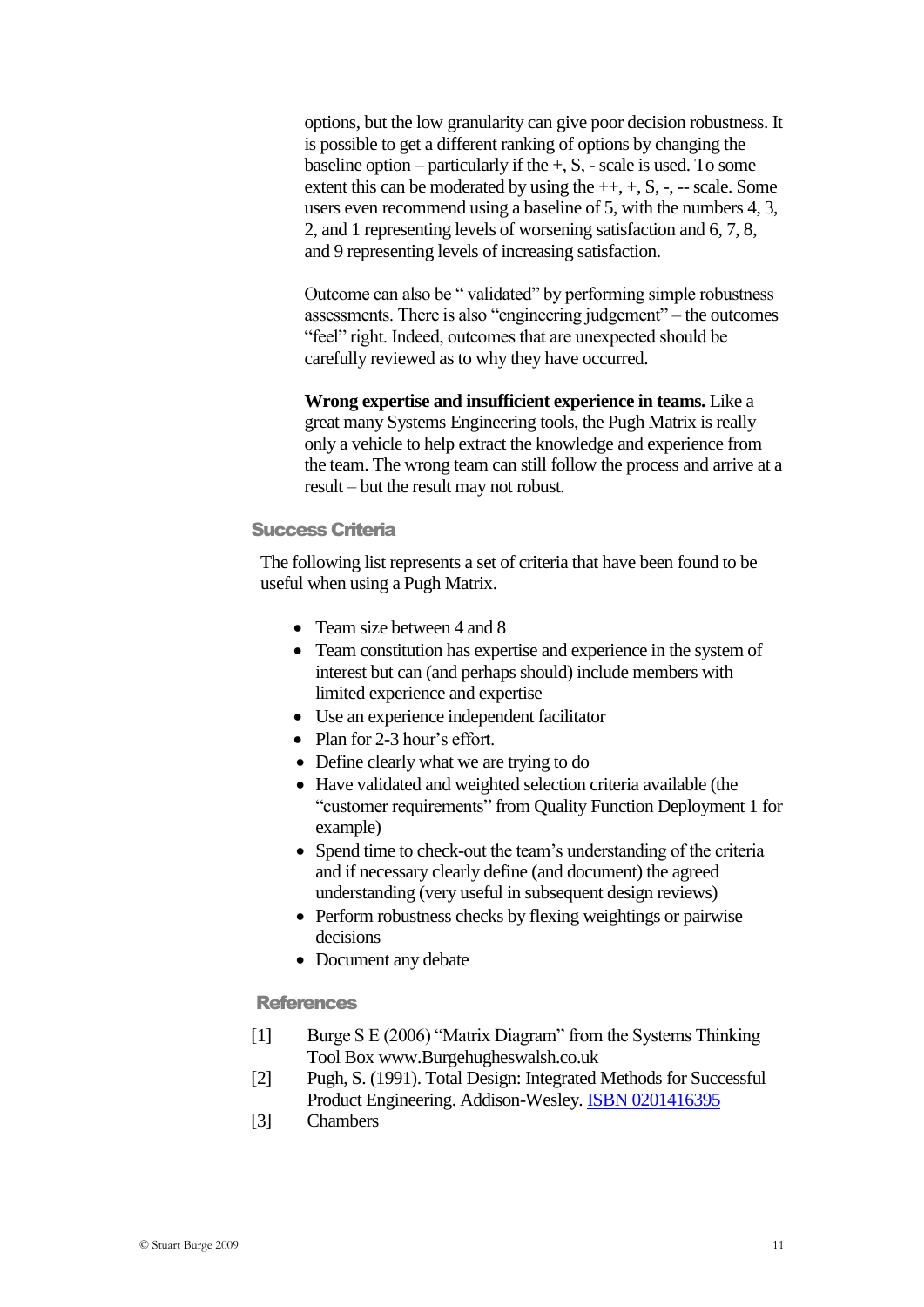options, but the low granularity can give poor decision robustness. It is possible to get a different ranking of options by changing the baseline option – particularly if the +, S, - scale is used. To some extent this can be moderated by using the ++, +, S, -, -- scale. Some users even recommend using a baseline of 5, with the numbers 4, 3, 2, and 1 representing levels of worsening satisfaction and 6, 7, 8, and 9 representing levels of increasing satisfaction.

Outcome can also be " validated" by performing simple robustness assessments. There is also "engineering judgement" – the outcomes "feel" right. Indeed, outcomes that are unexpected should be carefully reviewed as to why they have occurred.

**Wrong expertise and insufficient experience in teams.** Like a great many Systems Engineering tools, the Pugh Matrix is really only a vehicle to help extract the knowledge and experience from the team. The wrong team can still follow the process and arrive at a result – but the result may not robust.

## Success Criteria

The following list represents a set of criteria that have been found to be useful when using a Pugh Matrix.

- Team size between 4 and 8
- Team constitution has expertise and experience in the system of interest but can (and perhaps should) include members with limited experience and expertise
- Use an experience independent facilitator
- Plan for 2-3 hour's effort.
- Define clearly what we are trying to do
- Have validated and weighted selection criteria available (the "customer requirements" from Quality Function Deployment 1 for example)
- Spend time to check-out the team's understanding of the criteria and if necessary clearly define (and document) the agreed understanding (very useful in subsequent design reviews)
- Perform robustness checks by flexing weightings or pairwise decisions
- Document any debate

## References

[1] Burge S E (2006) "Matrix Diagram" from the Systems Thinking Tool Box www.Burgehugheswalsh.co.uk

[2] Pugh, S. (1991). Total Design: Integrated Methods for Successful Product Engineering. Addison-Wesley. ISBN 0201416395

[3] Chambers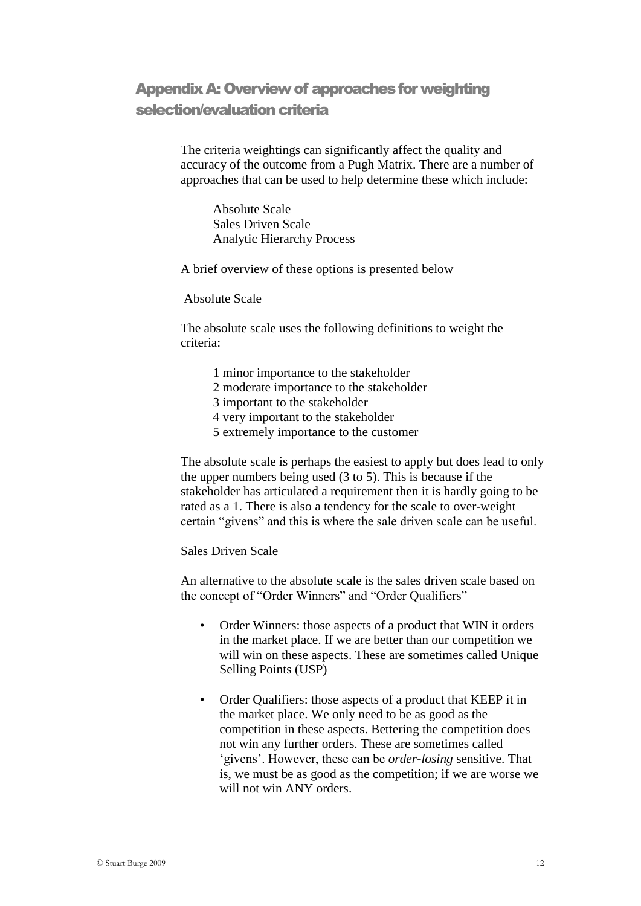## Appendix A: Overview of approaches for weighting selection/evaluation criteria

The criteria weightings can significantly affect the quality and accuracy of the outcome from a Pugh Matrix. There are a number of approaches that can be used to help determine these which include:

Absolute Scale
Sales Driven Scale
Analytic Hierarchy Process

A brief overview of these options is presented below

Absolute Scale

The absolute scale uses the following definitions to weight the criteria:

1 minor importance to the stakeholder
2 moderate importance to the stakeholder
3 important to the stakeholder
4 very important to the stakeholder
5 extremely importance to the customer

The absolute scale is perhaps the easiest to apply but does lead to only the upper numbers being used (3 to 5). This is because if the stakeholder has articulated a requirement then it is hardly going to be rated as a 1. There is also a tendency for the scale to over-weight certain "givens" and this is where the sale driven scale can be useful.

Sales Driven Scale

An alternative to the absolute scale is the sales driven scale based on the concept of "Order Winners" and "Order Qualifiers"

- Order Winners: those aspects of a product that WIN it orders in the market place. If we are better than our competition we will win on these aspects. These are sometimes called Unique Selling Points (USP)

- Order Qualifiers: those aspects of a product that KEEP it in the market place. We only need to be as good as the competition in these aspects. Bettering the competition does not win any further orders. These are sometimes called 'givens'. However, these can be *order-losing* sensitive. That is, we must be as good as the competition; if we are worse we will not win ANY orders.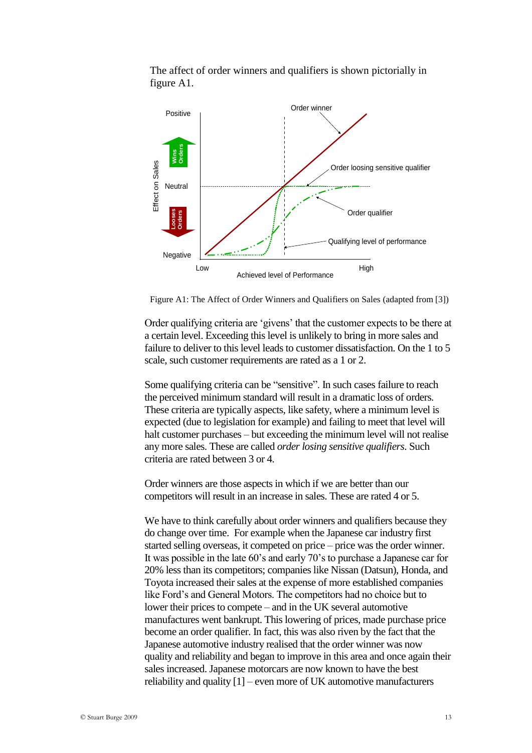The affect of order winners and qualifiers is shown pictorially in figure A1.

Figure A1: The Affect of Order Winners and Qualifiers on Sales (adapted from [3])

Order qualifying criteria are 'givens' that the customer expects to be there at a certain level. Exceeding this level is unlikely to bring in more sales and failure to deliver to this level leads to customer dissatisfaction. On the 1 to 5 scale, such customer requirements are rated as a 1 or 2.

Some qualifying criteria can be "sensitive". In such cases failure to reach the perceived minimum standard will result in a dramatic loss of orders. These criteria are typically aspects, like safety, where a minimum level is expected (due to legislation for example) and failing to meet that level will halt customer purchases – but exceeding the minimum level will not realise any more sales. These are called *order losing sensitive qualifiers*. Such criteria are rated between 3 or 4.

Order winners are those aspects in which if we are better than our competitors will result in an increase in sales. These are rated 4 or 5.

We have to think carefully about order winners and qualifiers because they do change over time. For example when the Japanese car industry first started selling overseas, it competed on price – price was the order winner. It was possible in the late 60's and early 70's to purchase a Japanese car for 20% less than its competitors; companies like Nissan (Datsun), Honda, and Toyota increased their sales at the expense of more established companies like Ford's and General Motors. The competitors had no choice but to lower their prices to compete – and in the UK several automotive manufactures went bankrupt. This lowering of prices, made purchase price become an order qualifier. In fact, this was also riven by the fact that the Japanese automotive industry realised that the order winner was now quality and reliability and began to improve in this area and once again their sales increased. Japanese motorcars are now known to have the best reliability and quality [1] – even more of UK automotive manufacturers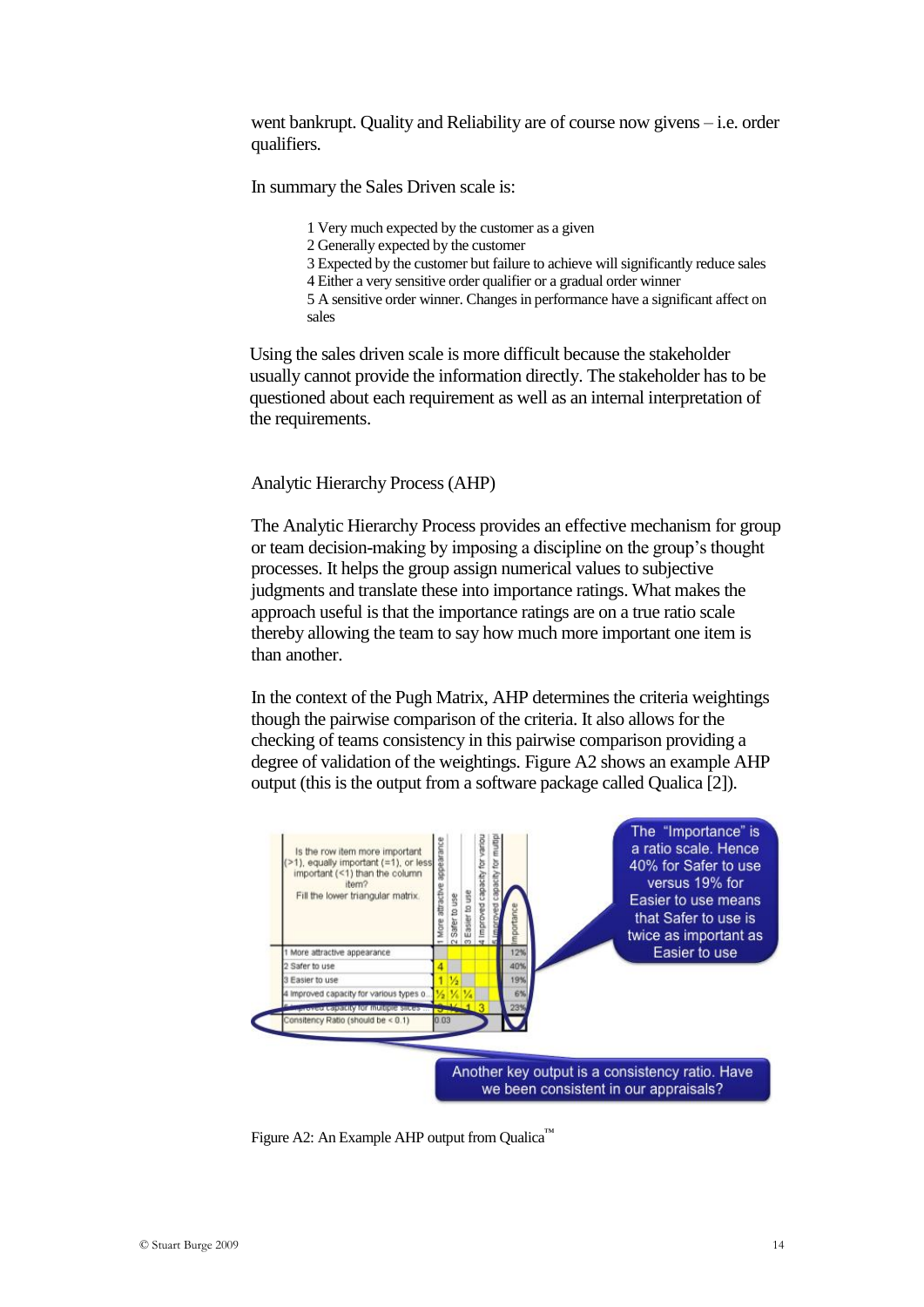went bankrupt. Quality and Reliability are of course now givens – i.e. order qualifiers.

In summary the Sales Driven scale is:

1 Very much expected by the customer as a given
2 Generally expected by the customer
3 Expected by the customer but failure to achieve will significantly reduce sales
4 Either a very sensitive order qualifier or a gradual order winner
5 A sensitive order winner. Changes in performance have a significant affect on sales

Using the sales driven scale is more difficult because the stakeholder usually cannot provide the information directly. The stakeholder has to be questioned about each requirement as well as an internal interpretation of the requirements.

## Analytic Hierarchy Process (AHP)

The Analytic Hierarchy Process provides an effective mechanism for group or team decision-making by imposing a discipline on the group's thought processes. It helps the group assign numerical values to subjective judgments and translate these into importance ratings. What makes the approach useful is that the importance ratings are on a true ratio scale thereby allowing the team to say how much more important one item is than another.

In the context of the Pugh Matrix, AHP determines the criteria weightings though the pairwise comparison of the criteria. It also allows for the checking of teams consistency in this pairwise comparison providing a degree of validation of the weightings. Figure A2 shows an example AHP output (this is the output from a software package called Qualica [2]).

| Is the row item more important (>1), equally important (=1), or less important (<1) than the column item? Fill the lower triangular matrix. | 1 More attractive appearance | 2 Safer to use | 3 Easier to use | 4 Improved capacity for variou | 5 Improved capacity for multipl | Importance |
|---|---|---|---|---|---|---|
| 1 More attractive appearance | | | | | | 12% |
| 2 Safer to use | 4 | | | | | 40% |
| 3 Easier to use | 1 | ½ | | | | 19% |
| 4 Improved capacity for various types o... | ½ | ¼ | ¼ | | | 6% |
| 5 Improved capacity for multiple slices ... | 3 | ½ | 1 | 3 | | 23% |
| Consistency Ratio (should be < 0.1) | 0.03 | | | | | |

The "Importance" is a ratio scale. Hence 40% for Safer to use versus 19% for Easier to use means that Safer to use is twice as important as Easier to use

Another key output is a consistency ratio. Have we been consistent in our appraisals?

Figure A2: An Example AHP output from Qualica™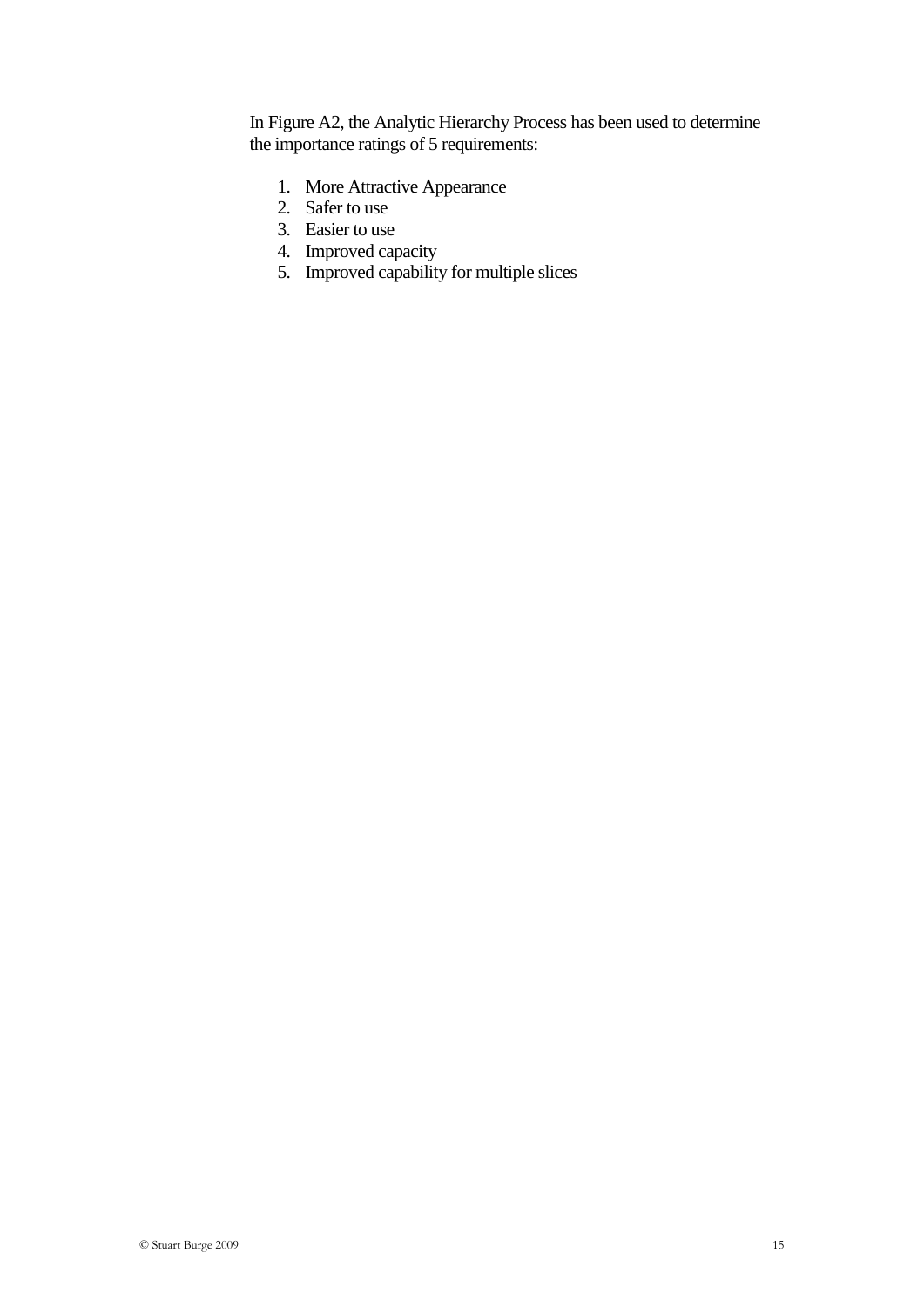In Figure A2, the Analytic Hierarchy Process has been used to determine the importance ratings of 5 requirements:

1. More Attractive Appearance
2. Safer to use
3. Easier to use
4. Improved capacity
5. Improved capability for multiple slices